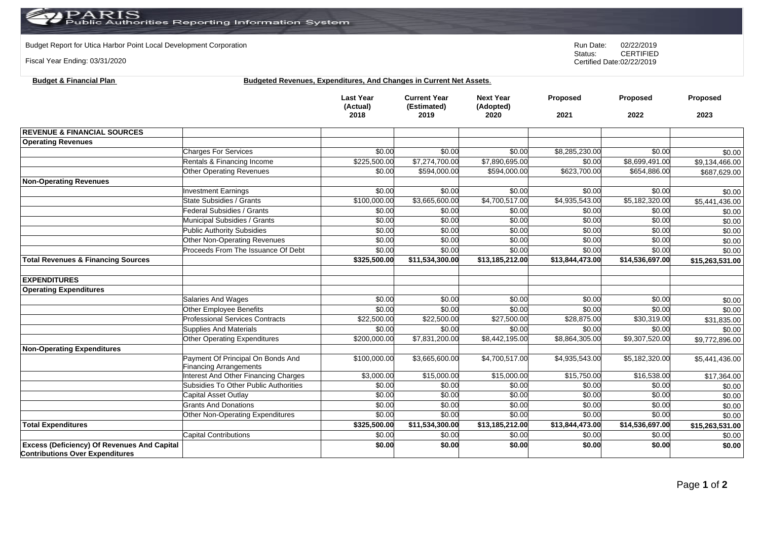PARIS Public Authorities Reporting Information System

Budget Report for Utica Harbor Point Local Development Corporation

Fiscal Year Ending: 03/31/2020

Run Date: 02/22/2019
Status: CERTIFIED
Certified Date:02/22/2019

**Budget & Financial Plan**

**Budgeted Revenues, Expenditures, And Changes in Current Net Assets.**

| | | Last Year (Actual) 2018 | Current Year (Estimated) 2019 | Next Year (Adopted) 2020 | Proposed 2021 | Proposed 2022 | Proposed 2023 |
|---|---|---|---|---|---|---|---|
| **REVENUE & FINANCIAL SOURCES** | | | | | | | |
| **Operating Revenues** | | | | | | | |
| | Charges For Services | $0.00 | $0.00 | $0.00 | $8,285,230.00 | $0.00 | $0.00 |
| | Rentals & Financing Income | $225,500.00 | $7,274,700.00 | $7,890,695.00 | $0.00 | $8,699,491.00 | $9,134,466.00 |
| | Other Operating Revenues | $0.00 | $594,000.00 | $594,000.00 | $623,700.00 | $654,886.00 | $687,629.00 |
| **Non-Operating Revenues** | | | | | | | |
| | Investment Earnings | $0.00 | $0.00 | $0.00 | $0.00 | $0.00 | $0.00 |
| | State Subsidies / Grants | $100,000.00 | $3,665,600.00 | $4,700,517.00 | $4,935,543.00 | $5,182,320.00 | $5,441,436.00 |
| | Federal Subsidies / Grants | $0.00 | $0.00 | $0.00 | $0.00 | $0.00 | $0.00 |
| | Municipal Subsidies / Grants | $0.00 | $0.00 | $0.00 | $0.00 | $0.00 | $0.00 |
| | Public Authority Subsidies | $0.00 | $0.00 | $0.00 | $0.00 | $0.00 | $0.00 |
| | Other Non-Operating Revenues | $0.00 | $0.00 | $0.00 | $0.00 | $0.00 | $0.00 |
| | Proceeds From The Issuance Of Debt | $0.00 | $0.00 | $0.00 | $0.00 | $0.00 | $0.00 |
| **Total Revenues & Financing Sources** | | **$325,500.00** | **$11,534,300.00** | **$13,185,212.00** | **$13,844,473.00** | **$14,536,697.00** | **$15,263,531.00** |
| | | | | | | | |
| **EXPENDITURES** | | | | | | | |
| **Operating Expenditures** | | | | | | | |
| | Salaries And Wages | $0.00 | $0.00 | $0.00 | $0.00 | $0.00 | $0.00 |
| | Other Employee Benefits | $0.00 | $0.00 | $0.00 | $0.00 | $0.00 | $0.00 |
| | Professional Services Contracts | $22,500.00 | $22,500.00 | $27,500.00 | $28,875.00 | $30,319.00 | $31,835.00 |
| | Supplies And Materials | $0.00 | $0.00 | $0.00 | $0.00 | $0.00 | $0.00 |
| | Other Operating Expenditures | $200,000.00 | $7,831,200.00 | $8,442,195.00 | $8,864,305.00 | $9,307,520.00 | $9,772,896.00 |
| **Non-Operating Expenditures** | | | | | | | |
| | Payment Of Principal On Bonds And Financing Arrangements | $100,000.00 | $3,665,600.00 | $4,700,517.00 | $4,935,543.00 | $5,182,320.00 | $5,441,436.00 |
| | Interest And Other Financing Charges | $3,000.00 | $15,000.00 | $15,000.00 | $15,750.00 | $16,538.00 | $17,364.00 |
| | Subsidies To Other Public Authorities | $0.00 | $0.00 | $0.00 | $0.00 | $0.00 | $0.00 |
| | Capital Asset Outlay | $0.00 | $0.00 | $0.00 | $0.00 | $0.00 | $0.00 |
| | Grants And Donations | $0.00 | $0.00 | $0.00 | $0.00 | $0.00 | $0.00 |
| | Other Non-Operating Expenditures | $0.00 | $0.00 | $0.00 | $0.00 | $0.00 | $0.00 |
| **Total Expenditures** | | **$325,500.00** | **$11,534,300.00** | **$13,185,212.00** | **$13,844,473.00** | **$14,536,697.00** | **$15,263,531.00** |
| | Capital Contributions | $0.00 | $0.00 | $0.00 | $0.00 | $0.00 | $0.00 |
| **Excess (Deficiency) Of Revenues And Capital Contributions Over Expenditures** | | **$0.00** | **$0.00** | **$0.00** | **$0.00** | **$0.00** | **$0.00** |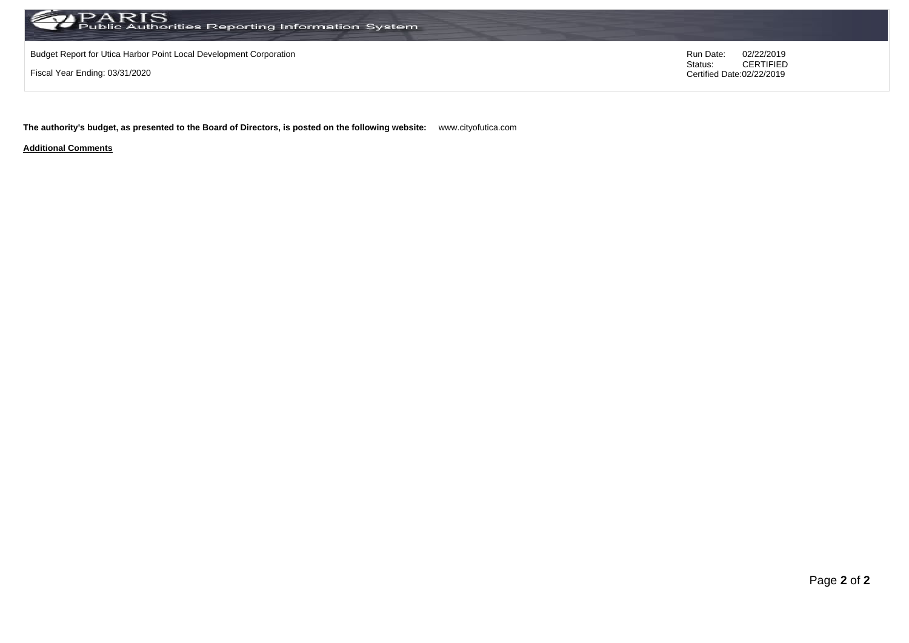Budget Report for Utica Harbor Point Local Development Corporation

Fiscal Year Ending: 03/31/2020

Run Date: 02/22/2019
Status: CERTIFIED
Certified Date:02/22/2019

**The authority's budget, as presented to the Board of Directors, is posted on the following website:** www.cityofutica.com

**Additional Comments**